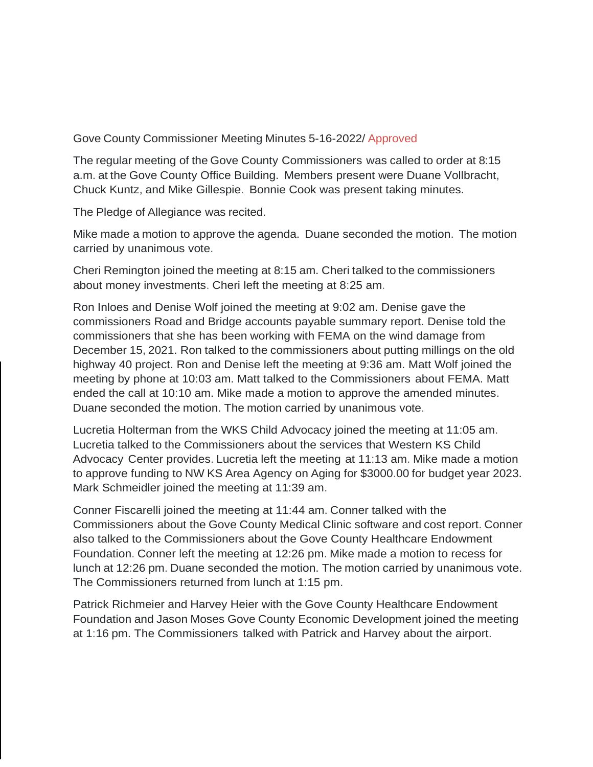Gove County Commissioner Meeting Minutes 5-16-2022/ Approved

The regular meeting of the Gove County Commissioners was called to order at 8:15 a.m. at the Gove County Office Building. Members present were Duane Vollbracht, Chuck Kuntz, and Mike Gillespie. Bonnie Cook was present taking minutes.

The Pledge of Allegiance was recited.

Mike made a motion to approve the agenda. Duane seconded the motion. The motion carried by unanimous vote.

Cheri Remington joined the meeting at 8:15 am. Cheri talked to the commissioners about money investments. Cheri left the meeting at 8:25 am.

Ron Inloes and Denise Wolf joined the meeting at 9:02 am. Denise gave the commissioners Road and Bridge accounts payable summary report. Denise told the commissioners that she has been working with FEMA on the wind damage from December 15, 2021. Ron talked to the commissioners about putting millings on the old highway 40 project. Ron and Denise left the meeting at 9:36 am. Matt Wolf joined the meeting by phone at 10:03 am. Matt talked to the Commissioners about FEMA. Matt ended the call at 10:10 am. Mike made a motion to approve the amended minutes. Duane seconded the motion. The motion carried by unanimous vote.

Lucretia Holterman from the WKS Child Advocacy joined the meeting at 11:05 am. Lucretia talked to the Commissioners about the services that Western KS Child Advocacy Center provides. Lucretia left the meeting at 11:13 am. Mike made a motion to approve funding to NW KS Area Agency on Aging for $3000.00 for budget year 2023. Mark Schmeidler joined the meeting at 11:39 am.

Conner Fiscarelli joined the meeting at 11:44 am. Conner talked with the Commissioners about the Gove County Medical Clinic software and cost report. Conner also talked to the Commissioners about the Gove County Healthcare Endowment Foundation. Conner left the meeting at 12:26 pm. Mike made a motion to recess for lunch at 12:26 pm. Duane seconded the motion. The motion carried by unanimous vote. The Commissioners returned from lunch at 1:15 pm.

Patrick Richmeier and Harvey Heier with the Gove County Healthcare Endowment Foundation and Jason Moses Gove County Economic Development joined the meeting at 1:16 pm. The Commissioners talked with Patrick and Harvey about the airport.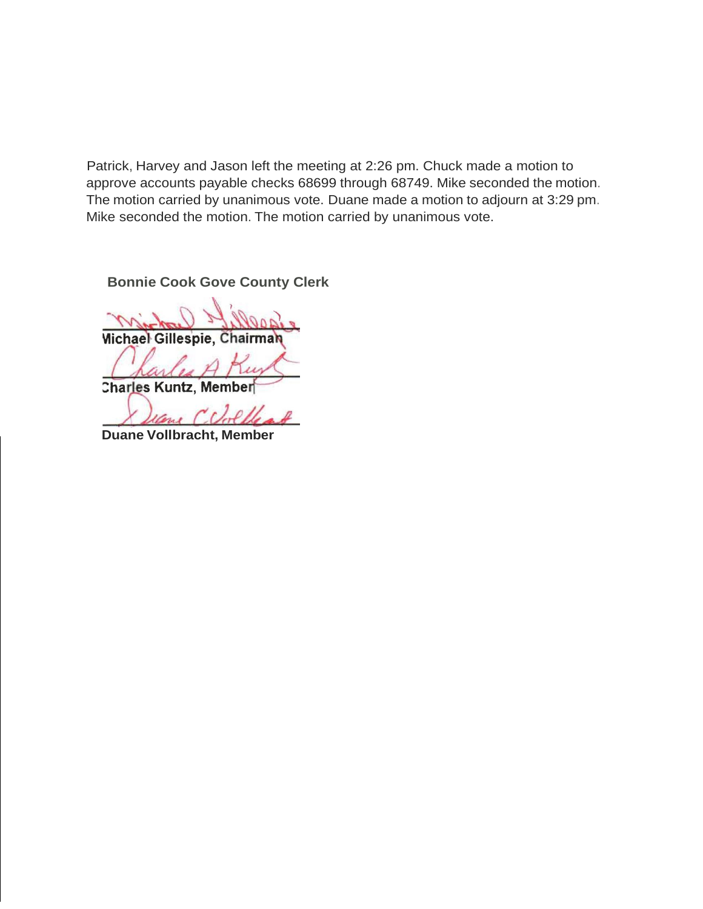Patrick, Harvey and Jason left the meeting at 2:26 pm. Chuck made a motion to approve accounts payable checks 68699 through 68749. Mike seconded the motion. The motion carried by unanimous vote. Duane made a motion to adjourn at 3:29 pm. Mike seconded the motion. The motion carried by unanimous vote.

**Bonnie Cook Gove County Clerk**

**Michael Gillespie, Chairman**

**Charles Kuntz, Member**

**Duane Vollbracht, Member**